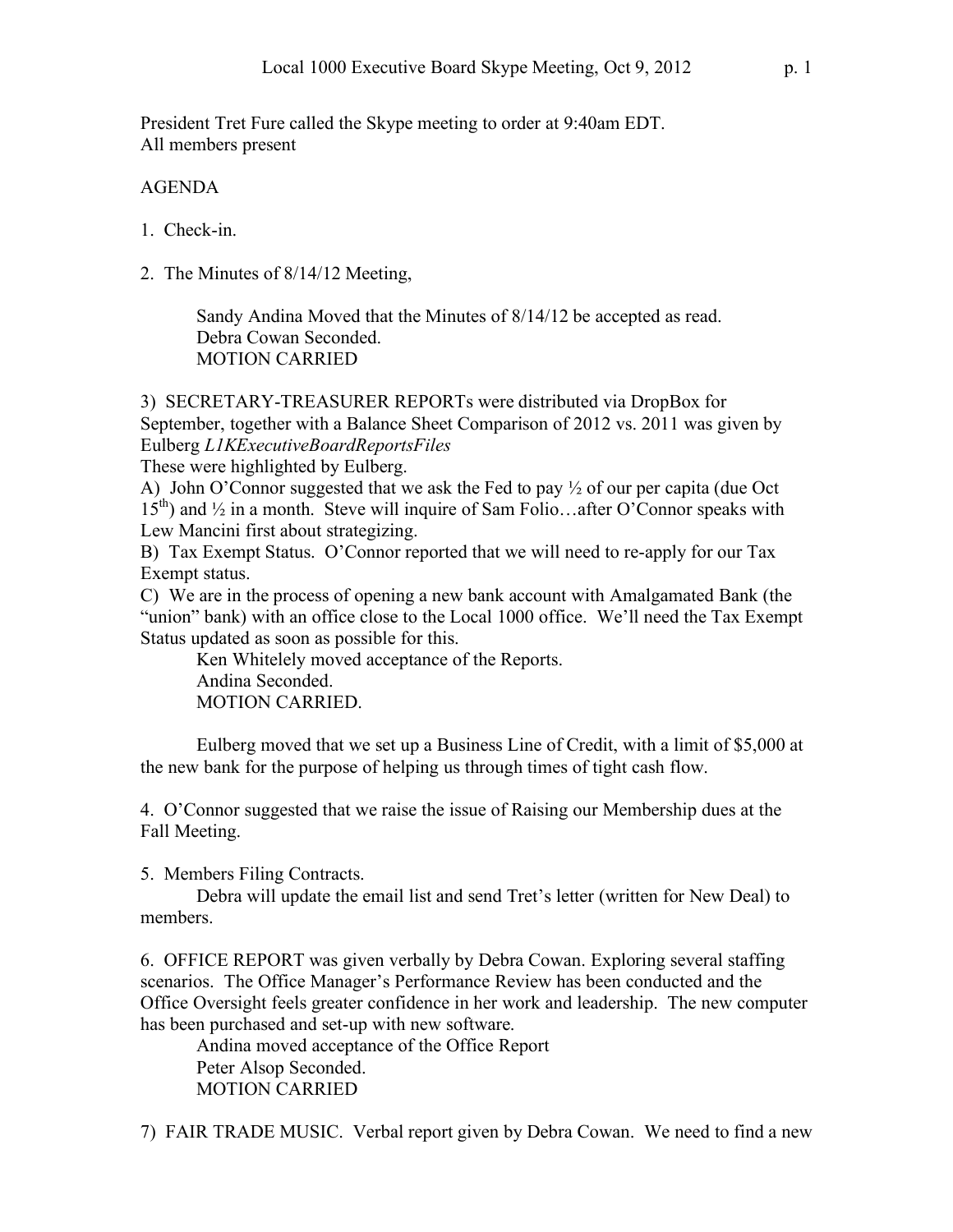President Tret Fure called the Skype meeting to order at 9:40am EDT.
All members present

AGENDA

1. Check-in.

2. The Minutes of 8/14/12 Meeting,

    Sandy Andina Moved that the Minutes of 8/14/12 be accepted as read.
    Debra Cowan Seconded.
    MOTION CARRIED

3) SECRETARY-TREASURER REPORTs were distributed via DropBox for September, together with a Balance Sheet Comparison of 2012 vs. 2011 was given by Eulberg *L1KExecutiveBoardReportsFiles*
These were highlighted by Eulberg.
A) John O'Connor suggested that we ask the Fed to pay ½ of our per capita (due Oct 15th) and ½ in a month. Steve will inquire of Sam Folio…after O'Connor speaks with Lew Mancini first about strategizing.
B) Tax Exempt Status. O'Connor reported that we will need to re-apply for our Tax Exempt status.
C) We are in the process of opening a new bank account with Amalgamated Bank (the "union" bank) with an office close to the Local 1000 office. We'll need the Tax Exempt Status updated as soon as possible for this.

    Ken Whitelely moved acceptance of the Reports.
    Andina Seconded.
    MOTION CARRIED.

    Eulberg moved that we set up a Business Line of Credit, with a limit of $5,000 at the new bank for the purpose of helping us through times of tight cash flow.

4. O'Connor suggested that we raise the issue of Raising our Membership dues at the Fall Meeting.

5. Members Filing Contracts.
    Debra will update the email list and send Tret's letter (written for New Deal) to members.

6. OFFICE REPORT was given verbally by Debra Cowan. Exploring several staffing scenarios. The Office Manager's Performance Review has been conducted and the Office Oversight feels greater confidence in her work and leadership. The new computer has been purchased and set-up with new software.

    Andina moved acceptance of the Office Report
    Peter Alsop Seconded.
    MOTION CARRIED

7) FAIR TRADE MUSIC. Verbal report given by Debra Cowan. We need to find a new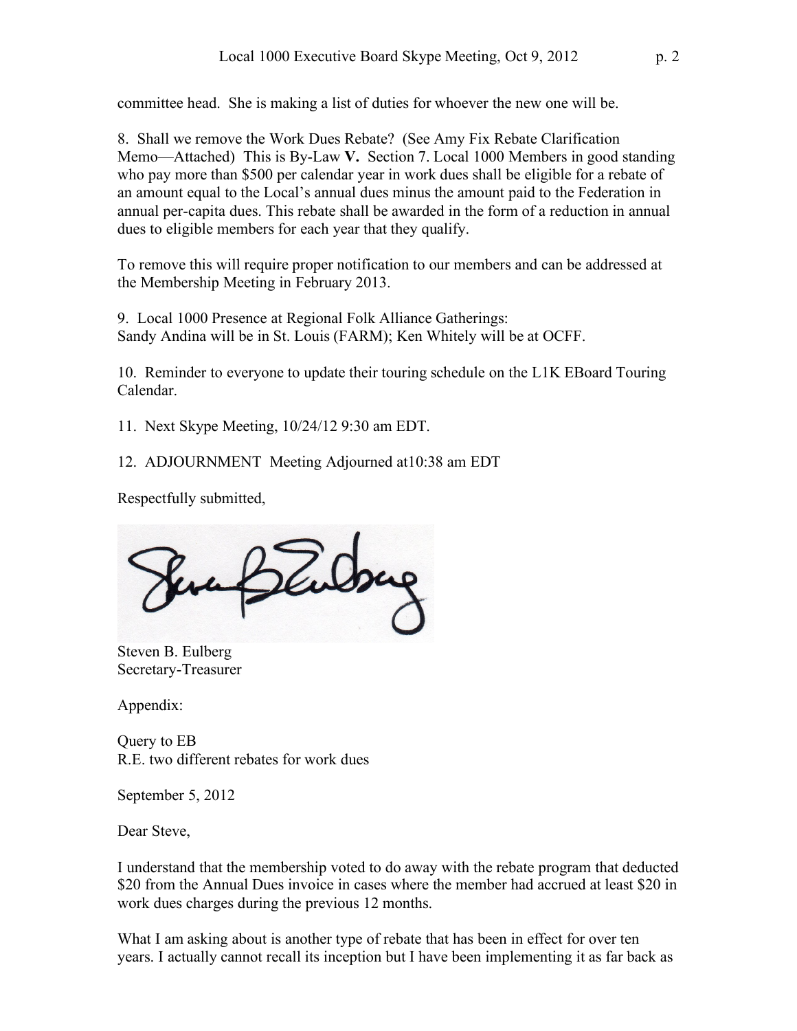committee head. She is making a list of duties for whoever the new one will be.

8. Shall we remove the Work Dues Rebate? (See Amy Fix Rebate Clarification Memo—Attached) This is By-Law **V.** Section 7. Local 1000 Members in good standing who pay more than $500 per calendar year in work dues shall be eligible for a rebate of an amount equal to the Local's annual dues minus the amount paid to the Federation in annual per-capita dues. This rebate shall be awarded in the form of a reduction in annual dues to eligible members for each year that they qualify.

To remove this will require proper notification to our members and can be addressed at the Membership Meeting in February 2013.

9. Local 1000 Presence at Regional Folk Alliance Gatherings:
Sandy Andina will be in St. Louis (FARM); Ken Whitely will be at OCFF.

10. Reminder to everyone to update their touring schedule on the L1K EBoard Touring Calendar.

11. Next Skype Meeting, 10/24/12 9:30 am EDT.

12. ADJOURNMENT Meeting Adjourned at10:38 am EDT

Respectfully submitted,

Steven B. Eulberg
Secretary-Treasurer

Appendix:

Query to EB
R.E. two different rebates for work dues

September 5, 2012

Dear Steve,

I understand that the membership voted to do away with the rebate program that deducted $20 from the Annual Dues invoice in cases where the member had accrued at least $20 in work dues charges during the previous 12 months.

What I am asking about is another type of rebate that has been in effect for over ten years. I actually cannot recall its inception but I have been implementing it as far back as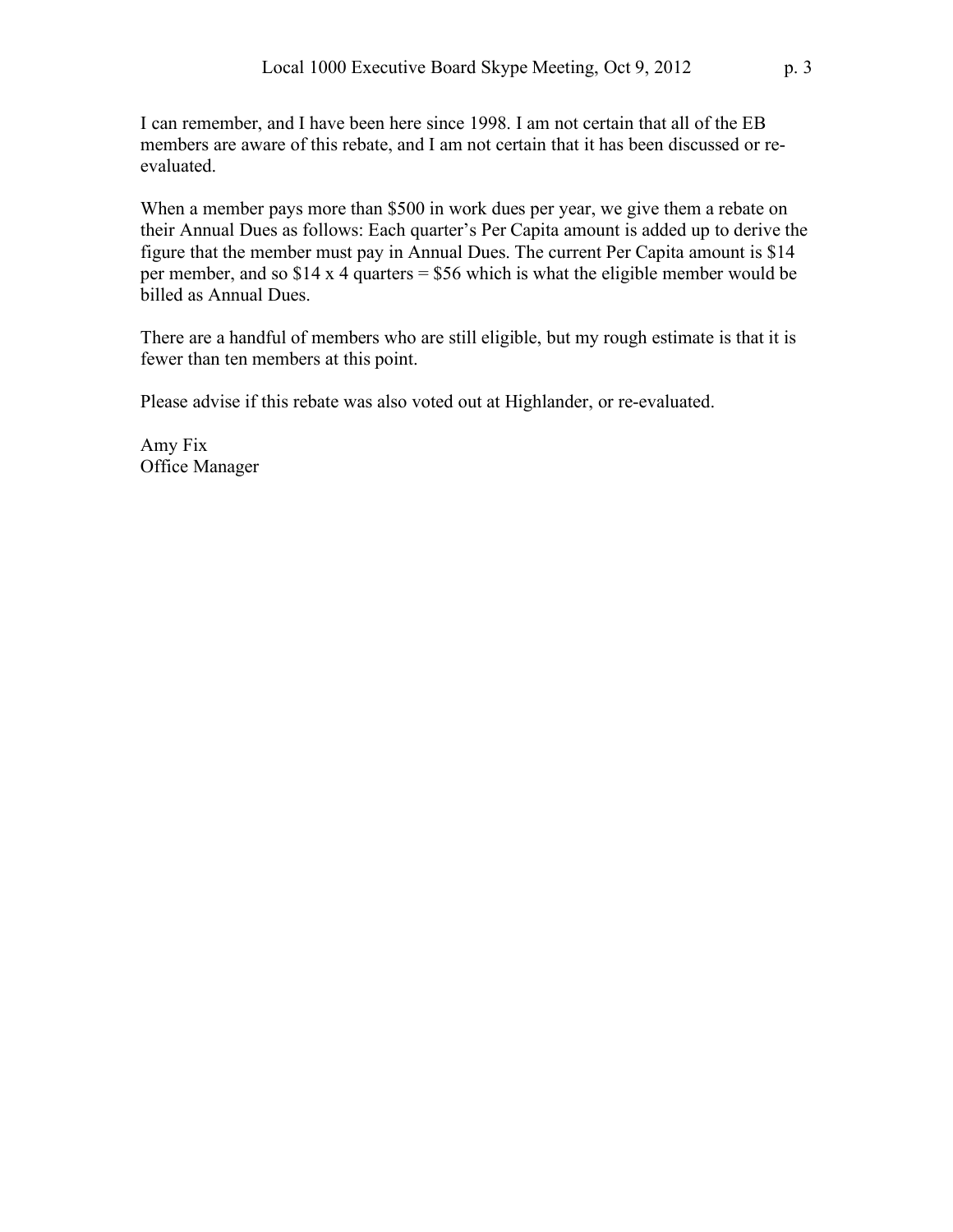I can remember, and I have been here since 1998. I am not certain that all of the EB members are aware of this rebate, and I am not certain that it has been discussed or re-evaluated.

When a member pays more than $500 in work dues per year, we give them a rebate on their Annual Dues as follows: Each quarter's Per Capita amount is added up to derive the figure that the member must pay in Annual Dues. The current Per Capita amount is $14 per member, and so $14 x 4 quarters = $56 which is what the eligible member would be billed as Annual Dues.

There are a handful of members who are still eligible, but my rough estimate is that it is fewer than ten members at this point.

Please advise if this rebate was also voted out at Highlander, or re-evaluated.

Amy Fix
Office Manager